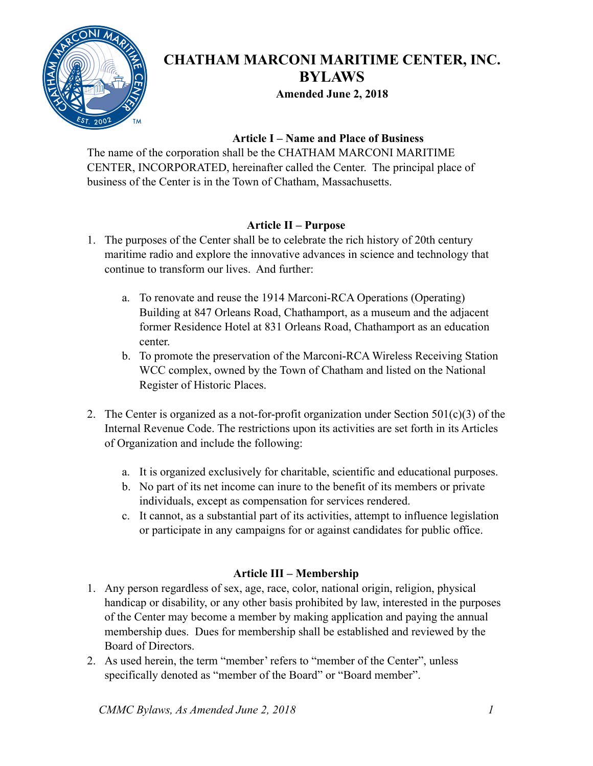# CHATHAM MARCONI MARITIME CENTER, INC.
# BYLAWS

**Amended June 2, 2018**

## Article I – Name and Place of Business

The name of the corporation shall be the CHATHAM MARCONI MARITIME CENTER, INCORPORATED, hereinafter called the Center. The principal place of business of the Center is in the Town of Chatham, Massachusetts.

## Article II – Purpose

1. The purposes of the Center shall be to celebrate the rich history of 20th century maritime radio and explore the innovative advances in science and technology that continue to transform our lives. And further:

    a. To renovate and reuse the 1914 Marconi-RCA Operations (Operating) Building at 847 Orleans Road, Chathamport, as a museum and the adjacent former Residence Hotel at 831 Orleans Road, Chathamport as an education center.
    b. To promote the preservation of the Marconi-RCA Wireless Receiving Station WCC complex, owned by the Town of Chatham and listed on the National Register of Historic Places.

2. The Center is organized as a not-for-profit organization under Section 501(c)(3) of the Internal Revenue Code. The restrictions upon its activities are set forth in its Articles of Organization and include the following:

    a. It is organized exclusively for charitable, scientific and educational purposes.
    b. No part of its net income can inure to the benefit of its members or private individuals, except as compensation for services rendered.
    c. It cannot, as a substantial part of its activities, attempt to influence legislation or participate in any campaigns for or against candidates for public office.

## Article III – Membership

1. Any person regardless of sex, age, race, color, national origin, religion, physical handicap or disability, or any other basis prohibited by law, interested in the purposes of the Center may become a member by making application and paying the annual membership dues. Dues for membership shall be established and reviewed by the Board of Directors.
2. As used herein, the term "member' refers to "member of the Center", unless specifically denoted as "member of the Board" or "Board member".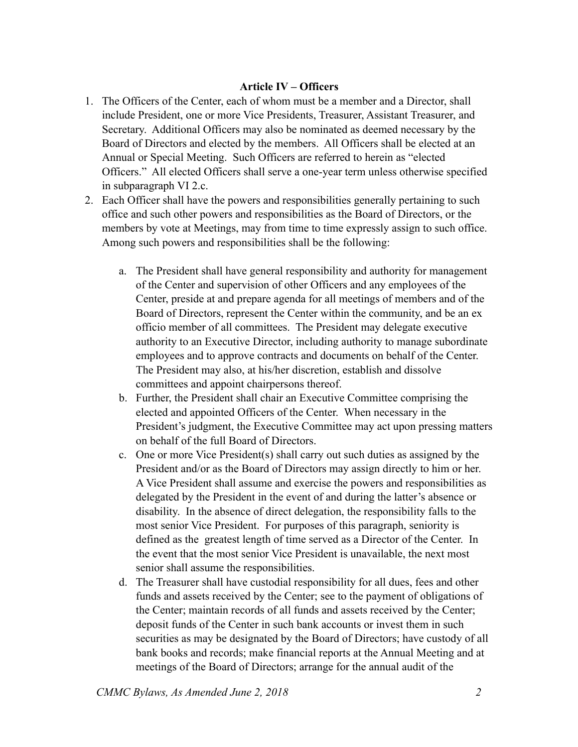## Article IV – Officers

1. The Officers of the Center, each of whom must be a member and a Director, shall include President, one or more Vice Presidents, Treasurer, Assistant Treasurer, and Secretary. Additional Officers may also be nominated as deemed necessary by the Board of Directors and elected by the members. All Officers shall be elected at an Annual or Special Meeting. Such Officers are referred to herein as "elected Officers." All elected Officers shall serve a one-year term unless otherwise specified in subparagraph VI 2.c.
2. Each Officer shall have the powers and responsibilities generally pertaining to such office and such other powers and responsibilities as the Board of Directors, or the members by vote at Meetings, may from time to time expressly assign to such office. Among such powers and responsibilities shall be the following:

   a. The President shall have general responsibility and authority for management of the Center and supervision of other Officers and any employees of the Center, preside at and prepare agenda for all meetings of members and of the Board of Directors, represent the Center within the community, and be an ex officio member of all committees. The President may delegate executive authority to an Executive Director, including authority to manage subordinate employees and to approve contracts and documents on behalf of the Center. The President may also, at his/her discretion, establish and dissolve committees and appoint chairpersons thereof.

   b. Further, the President shall chair an Executive Committee comprising the elected and appointed Officers of the Center. When necessary in the President's judgment, the Executive Committee may act upon pressing matters on behalf of the full Board of Directors.

   c. One or more Vice President(s) shall carry out such duties as assigned by the President and/or as the Board of Directors may assign directly to him or her. A Vice President shall assume and exercise the powers and responsibilities as delegated by the President in the event of and during the latter's absence or disability. In the absence of direct delegation, the responsibility falls to the most senior Vice President. For purposes of this paragraph, seniority is defined as the greatest length of time served as a Director of the Center. In the event that the most senior Vice President is unavailable, the next most senior shall assume the responsibilities.

   d. The Treasurer shall have custodial responsibility for all dues, fees and other funds and assets received by the Center; see to the payment of obligations of the Center; maintain records of all funds and assets received by the Center; deposit funds of the Center in such bank accounts or invest them in such securities as may be designated by the Board of Directors; have custody of all bank books and records; make financial reports at the Annual Meeting and at meetings of the Board of Directors; arrange for the annual audit of the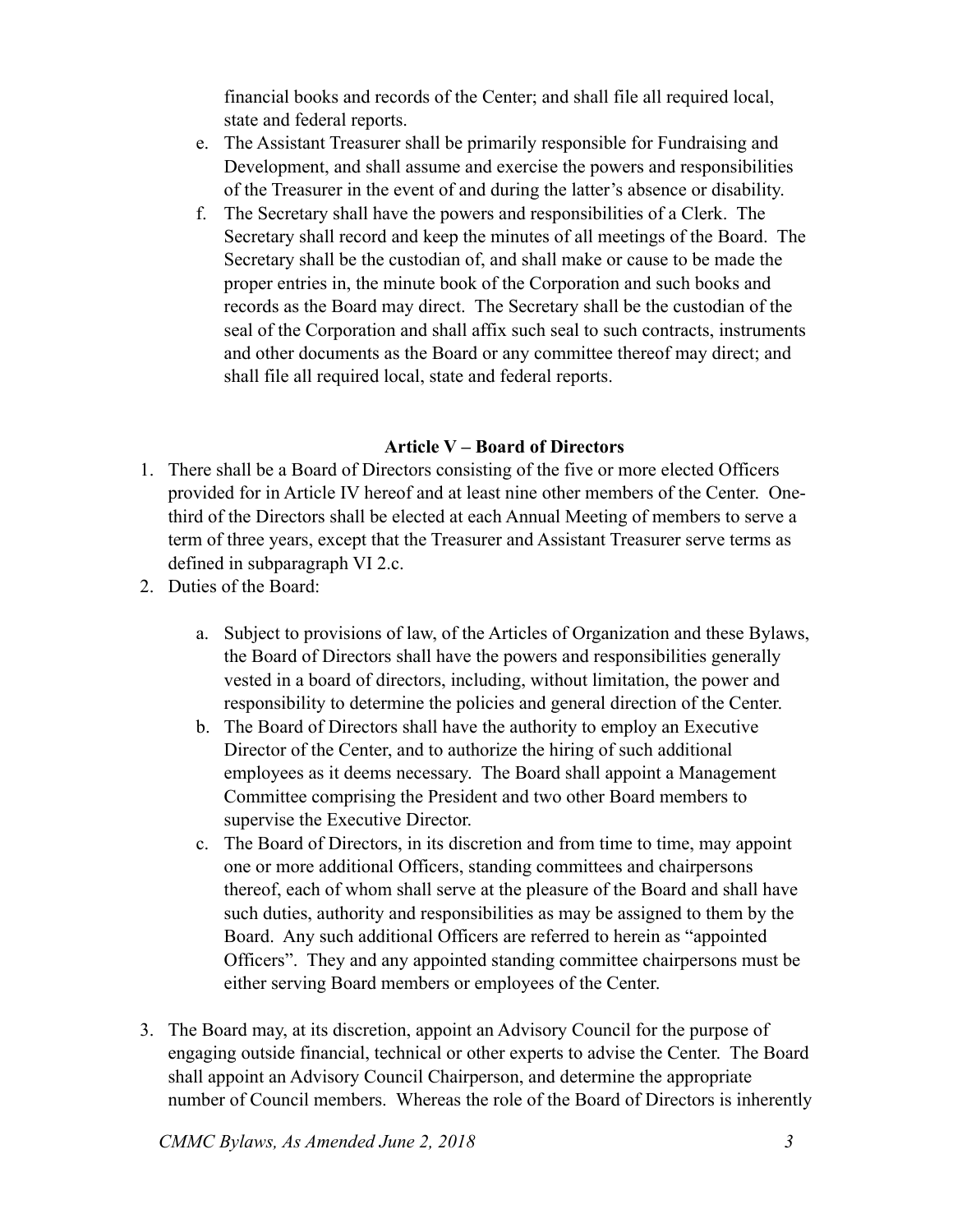financial books and records of the Center; and shall file all required local, state and federal reports.

e. The Assistant Treasurer shall be primarily responsible for Fundraising and Development, and shall assume and exercise the powers and responsibilities of the Treasurer in the event of and during the latter's absence or disability.

f. The Secretary shall have the powers and responsibilities of a Clerk. The Secretary shall record and keep the minutes of all meetings of the Board. The Secretary shall be the custodian of, and shall make or cause to be made the proper entries in, the minute book of the Corporation and such books and records as the Board may direct. The Secretary shall be the custodian of the seal of the Corporation and shall affix such seal to such contracts, instruments and other documents as the Board or any committee thereof may direct; and shall file all required local, state and federal reports.

## Article V – Board of Directors

1. There shall be a Board of Directors consisting of the five or more elected Officers provided for in Article IV hereof and at least nine other members of the Center. One-third of the Directors shall be elected at each Annual Meeting of members to serve a term of three years, except that the Treasurer and Assistant Treasurer serve terms as defined in subparagraph VI 2.c.
2. Duties of the Board:

    a. Subject to provisions of law, of the Articles of Organization and these Bylaws, the Board of Directors shall have the powers and responsibilities generally vested in a board of directors, including, without limitation, the power and responsibility to determine the policies and general direction of the Center.

    b. The Board of Directors shall have the authority to employ an Executive Director of the Center, and to authorize the hiring of such additional employees as it deems necessary. The Board shall appoint a Management Committee comprising the President and two other Board members to supervise the Executive Director.

    c. The Board of Directors, in its discretion and from time to time, may appoint one or more additional Officers, standing committees and chairpersons thereof, each of whom shall serve at the pleasure of the Board and shall have such duties, authority and responsibilities as may be assigned to them by the Board. Any such additional Officers are referred to herein as "appointed Officers". They and any appointed standing committee chairpersons must be either serving Board members or employees of the Center.

3. The Board may, at its discretion, appoint an Advisory Council for the purpose of engaging outside financial, technical or other experts to advise the Center. The Board shall appoint an Advisory Council Chairperson, and determine the appropriate number of Council members. Whereas the role of the Board of Directors is inherently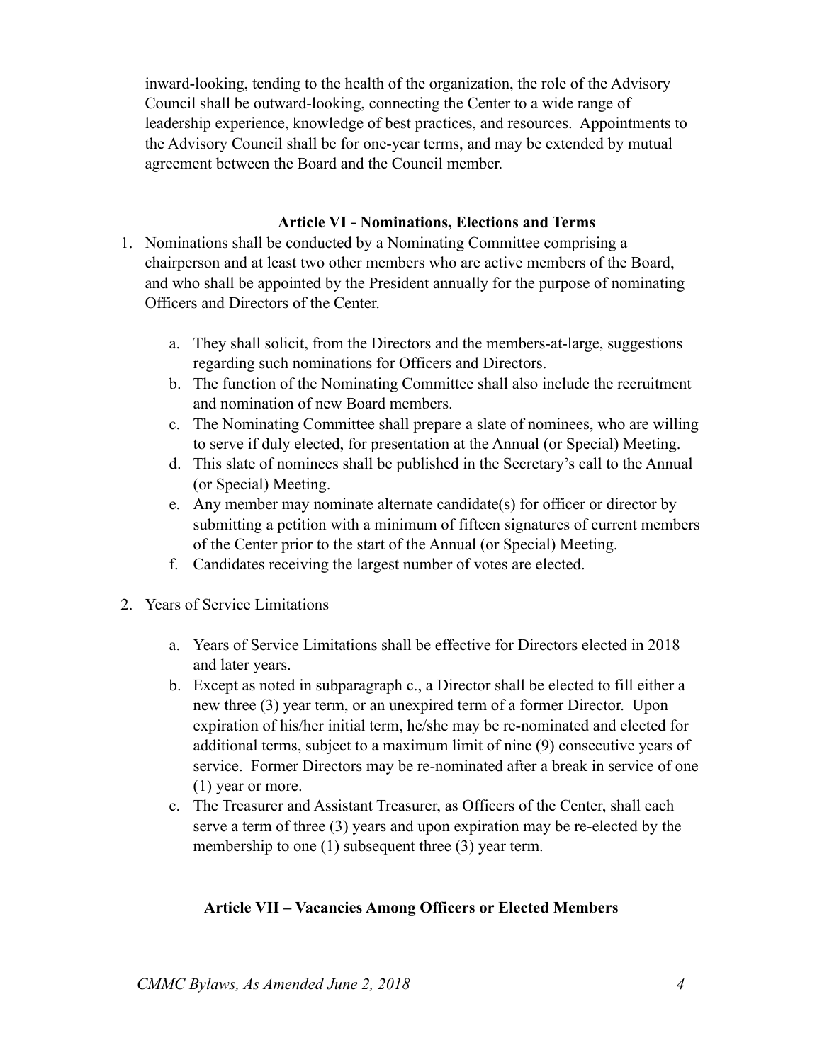inward-looking, tending to the health of the organization, the role of the Advisory Council shall be outward-looking, connecting the Center to a wide range of leadership experience, knowledge of best practices, and resources. Appointments to the Advisory Council shall be for one-year terms, and may be extended by mutual agreement between the Board and the Council member.

## Article VI - Nominations, Elections and Terms

1. Nominations shall be conducted by a Nominating Committee comprising a chairperson and at least two other members who are active members of the Board, and who shall be appointed by the President annually for the purpose of nominating Officers and Directors of the Center.

    a. They shall solicit, from the Directors and the members-at-large, suggestions regarding such nominations for Officers and Directors.
    b. The function of the Nominating Committee shall also include the recruitment and nomination of new Board members.
    c. The Nominating Committee shall prepare a slate of nominees, who are willing to serve if duly elected, for presentation at the Annual (or Special) Meeting.
    d. This slate of nominees shall be published in the Secretary's call to the Annual (or Special) Meeting.
    e. Any member may nominate alternate candidate(s) for officer or director by submitting a petition with a minimum of fifteen signatures of current members of the Center prior to the start of the Annual (or Special) Meeting.
    f. Candidates receiving the largest number of votes are elected.

2. Years of Service Limitations

    a. Years of Service Limitations shall be effective for Directors elected in 2018 and later years.
    b. Except as noted in subparagraph c., a Director shall be elected to fill either a new three (3) year term, or an unexpired term of a former Director. Upon expiration of his/her initial term, he/she may be re-nominated and elected for additional terms, subject to a maximum limit of nine (9) consecutive years of service. Former Directors may be re-nominated after a break in service of one (1) year or more.
    c. The Treasurer and Assistant Treasurer, as Officers of the Center, shall each serve a term of three (3) years and upon expiration may be re-elected by the membership to one (1) subsequent three (3) year term.

## Article VII – Vacancies Among Officers or Elected Members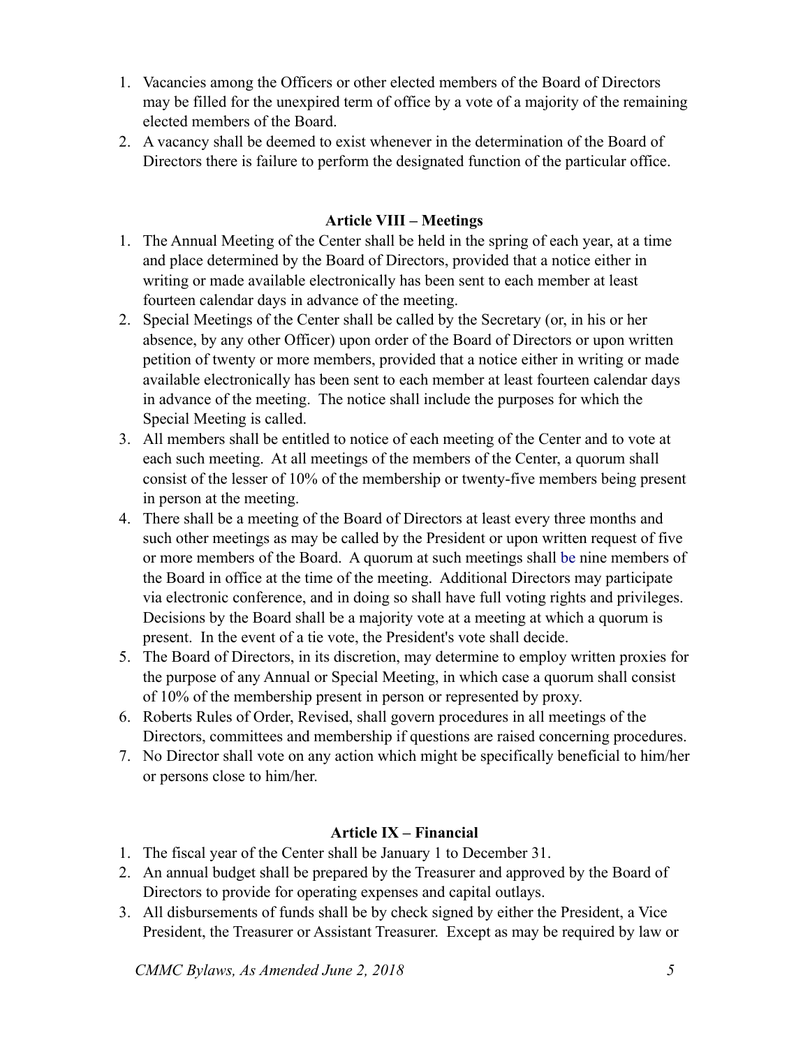1. Vacancies among the Officers or other elected members of the Board of Directors may be filled for the unexpired term of office by a vote of a majority of the remaining elected members of the Board.
2. A vacancy shall be deemed to exist whenever in the determination of the Board of Directors there is failure to perform the designated function of the particular office.

## Article VIII – Meetings

1. The Annual Meeting of the Center shall be held in the spring of each year, at a time and place determined by the Board of Directors, provided that a notice either in writing or made available electronically has been sent to each member at least fourteen calendar days in advance of the meeting.
2. Special Meetings of the Center shall be called by the Secretary (or, in his or her absence, by any other Officer) upon order of the Board of Directors or upon written petition of twenty or more members, provided that a notice either in writing or made available electronically has been sent to each member at least fourteen calendar days in advance of the meeting. The notice shall include the purposes for which the Special Meeting is called.
3. All members shall be entitled to notice of each meeting of the Center and to vote at each such meeting. At all meetings of the members of the Center, a quorum shall consist of the lesser of 10% of the membership or twenty-five members being present in person at the meeting.
4. There shall be a meeting of the Board of Directors at least every three months and such other meetings as may be called by the President or upon written request of five or more members of the Board. A quorum at such meetings shall be nine members of the Board in office at the time of the meeting. Additional Directors may participate via electronic conference, and in doing so shall have full voting rights and privileges. Decisions by the Board shall be a majority vote at a meeting at which a quorum is present. In the event of a tie vote, the President's vote shall decide.
5. The Board of Directors, in its discretion, may determine to employ written proxies for the purpose of any Annual or Special Meeting, in which case a quorum shall consist of 10% of the membership present in person or represented by proxy.
6. Roberts Rules of Order, Revised, shall govern procedures in all meetings of the Directors, committees and membership if questions are raised concerning procedures.
7. No Director shall vote on any action which might be specifically beneficial to him/her or persons close to him/her.

## Article IX – Financial

1. The fiscal year of the Center shall be January 1 to December 31.
2. An annual budget shall be prepared by the Treasurer and approved by the Board of Directors to provide for operating expenses and capital outlays.
3. All disbursements of funds shall be by check signed by either the President, a Vice President, the Treasurer or Assistant Treasurer. Except as may be required by law or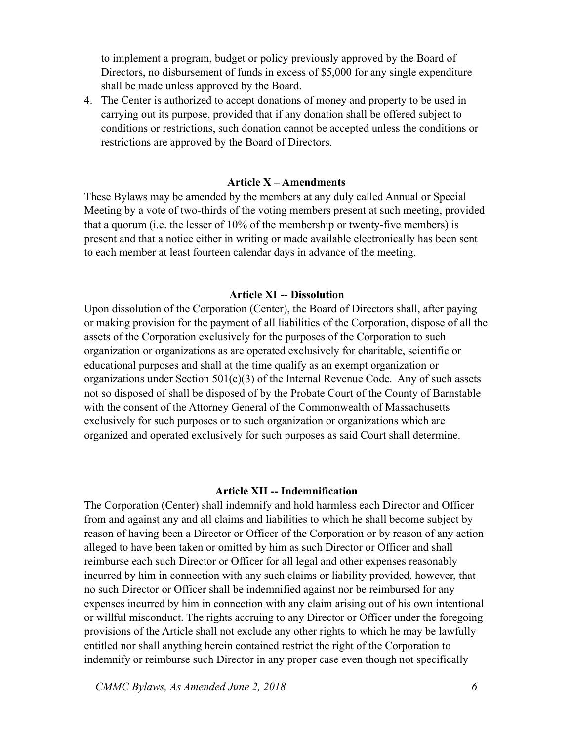to implement a program, budget or policy previously approved by the Board of Directors, no disbursement of funds in excess of $5,000 for any single expenditure shall be made unless approved by the Board.

4. The Center is authorized to accept donations of money and property to be used in carrying out its purpose, provided that if any donation shall be offered subject to conditions or restrictions, such donation cannot be accepted unless the conditions or restrictions are approved by the Board of Directors.

## Article X – Amendments

These Bylaws may be amended by the members at any duly called Annual or Special Meeting by a vote of two-thirds of the voting members present at such meeting, provided that a quorum (i.e. the lesser of 10% of the membership or twenty-five members) is present and that a notice either in writing or made available electronically has been sent to each member at least fourteen calendar days in advance of the meeting.

## Article XI -- Dissolution

Upon dissolution of the Corporation (Center), the Board of Directors shall, after paying or making provision for the payment of all liabilities of the Corporation, dispose of all the assets of the Corporation exclusively for the purposes of the Corporation to such organization or organizations as are operated exclusively for charitable, scientific or educational purposes and shall at the time qualify as an exempt organization or organizations under Section 501(c)(3) of the Internal Revenue Code. Any of such assets not so disposed of shall be disposed of by the Probate Court of the County of Barnstable with the consent of the Attorney General of the Commonwealth of Massachusetts exclusively for such purposes or to such organization or organizations which are organized and operated exclusively for such purposes as said Court shall determine.

## Article XII -- Indemnification

The Corporation (Center) shall indemnify and hold harmless each Director and Officer from and against any and all claims and liabilities to which he shall become subject by reason of having been a Director or Officer of the Corporation or by reason of any action alleged to have been taken or omitted by him as such Director or Officer and shall reimburse each such Director or Officer for all legal and other expenses reasonably incurred by him in connection with any such claims or liability provided, however, that no such Director or Officer shall be indemnified against nor be reimbursed for any expenses incurred by him in connection with any claim arising out of his own intentional or willful misconduct. The rights accruing to any Director or Officer under the foregoing provisions of the Article shall not exclude any other rights to which he may be lawfully entitled nor shall anything herein contained restrict the right of the Corporation to indemnify or reimburse such Director in any proper case even though not specifically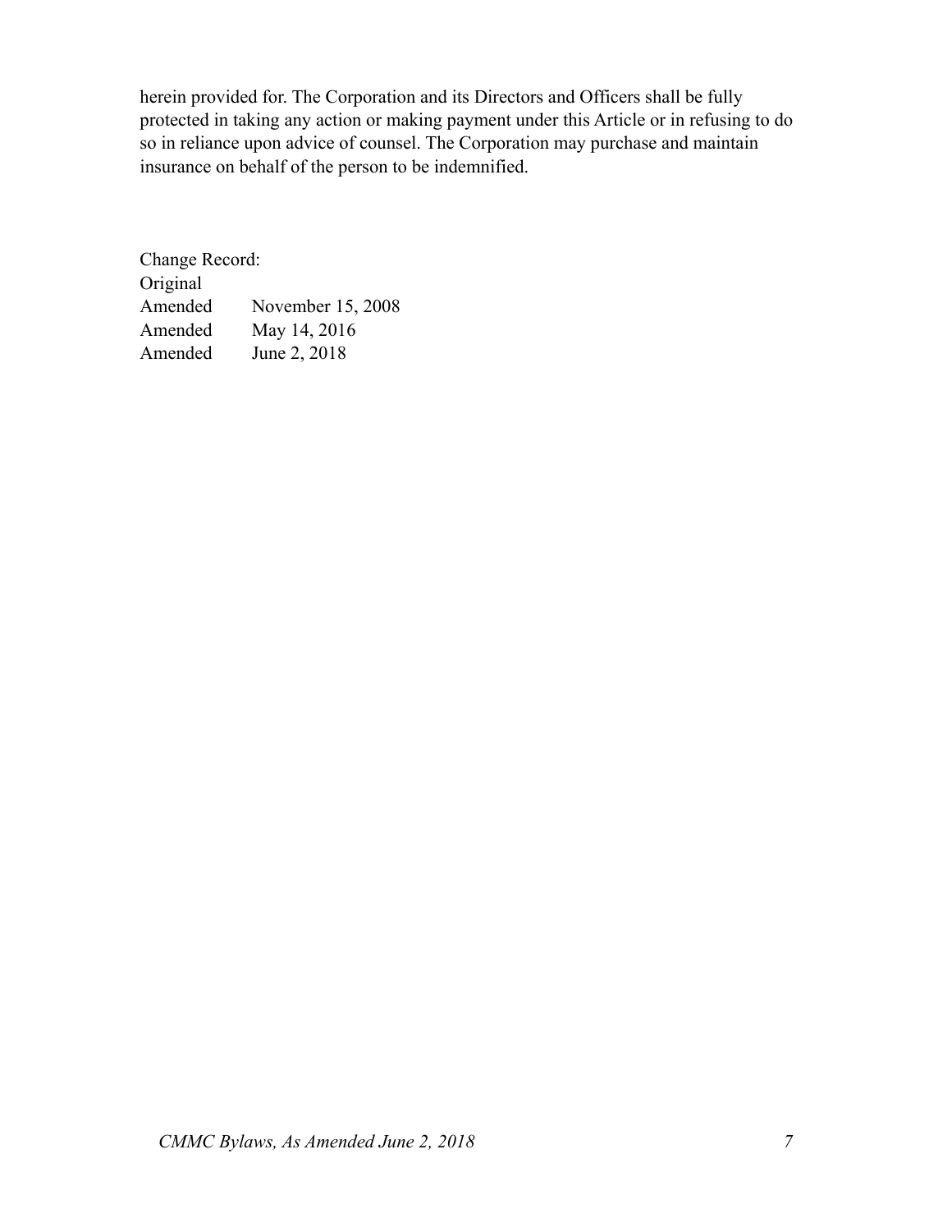herein provided for. The Corporation and its Directors and Officers shall be fully protected in taking any action or making payment under this Article or in refusing to do so in reliance upon advice of counsel. The Corporation may purchase and maintain insurance on behalf of the person to be indemnified.

Change Record:

| | |
|---|---|
| Original | |
| Amended | November 15, 2008 |
| Amended | May 14, 2016 |
| Amended | June 2, 2018 |